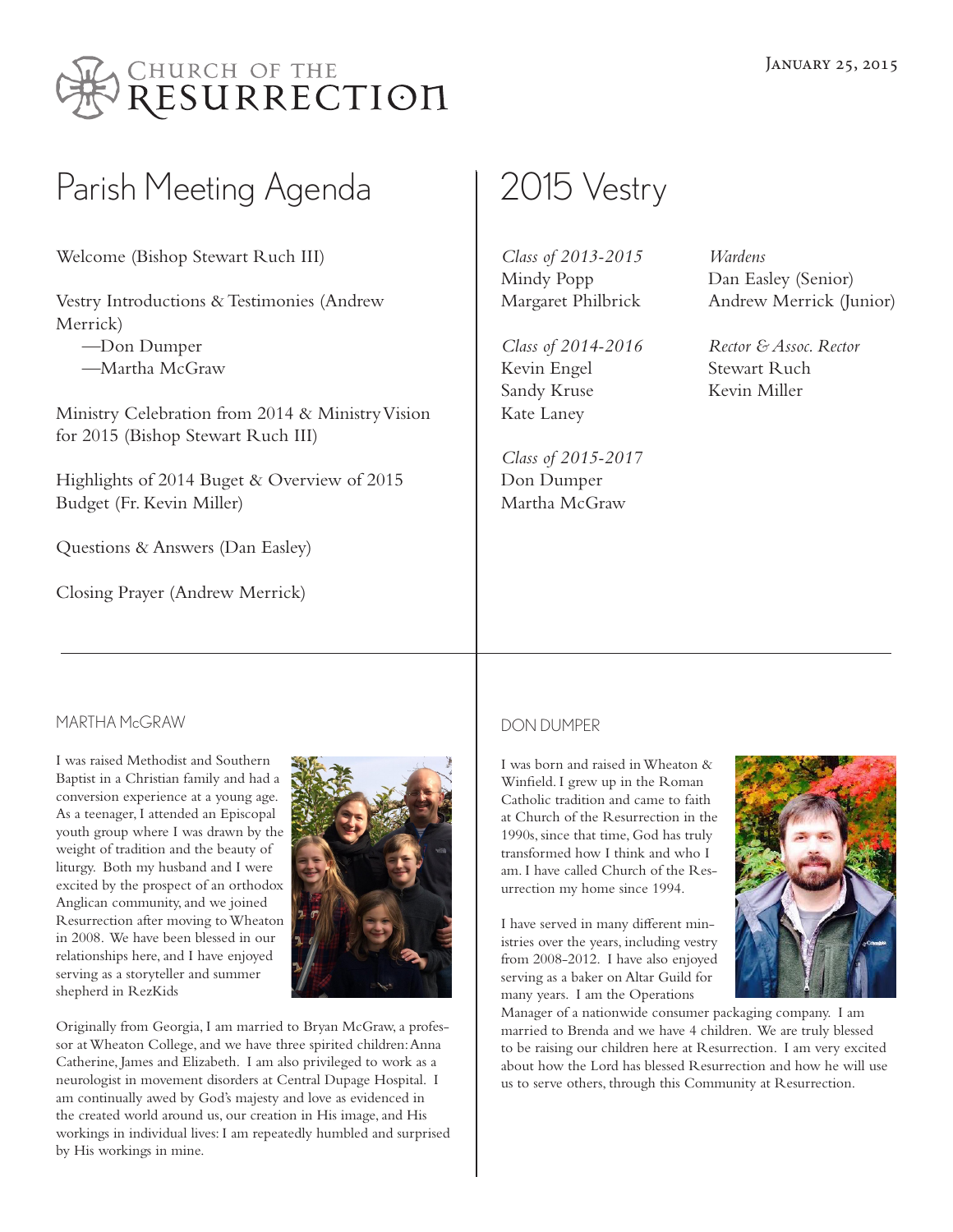# Church of the Resurrection

January 25, 2015

## Parish Meeting Agenda

Welcome (Bishop Stewart Ruch III)

Vestry Introductions & Testimonies (Andrew Merrick)
—Don Dumper
—Martha McGraw

Ministry Celebration from 2014 & Ministry Vision for 2015 (Bishop Stewart Ruch III)

Highlights of 2014 Buget & Overview of 2015 Budget (Fr. Kevin Miller)

Questions & Answers (Dan Easley)

Closing Prayer (Andrew Merrick)

## 2015 Vestry

*Class of 2013-2015*
Mindy Popp
Margaret Philbrick

*Class of 2014-2016*
Kevin Engel
Sandy Kruse
Kate Laney

*Class of 2015-2017*
Don Dumper
Martha McGraw

*Wardens*
Dan Easley (Senior)
Andrew Merrick (Junior)

*Rector & Assoc. Rector*
Stewart Ruch
Kevin Miller

### MARTHA McGRAW

I was raised Methodist and Southern Baptist in a Christian family and had a conversion experience at a young age. As a teenager, I attended an Episcopal youth group where I was drawn by the weight of tradition and the beauty of liturgy. Both my husband and I were excited by the prospect of an orthodox Anglican community, and we joined Resurrection after moving to Wheaton in 2008. We have been blessed in our relationships here, and I have enjoyed serving as a storyteller and summer shepherd in RezKids

Originally from Georgia, I am married to Bryan McGraw, a professor at Wheaton College, and we have three spirited children: Anna Catherine, James and Elizabeth. I am also privileged to work as a neurologist in movement disorders at Central Dupage Hospital. I am continually awed by God's majesty and love as evidenced in the created world around us, our creation in His image, and His workings in individual lives: I am repeatedly humbled and surprised by His workings in mine.

### DON DUMPER

I was born and raised in Wheaton & Winfield. I grew up in the Roman Catholic tradition and came to faith at Church of the Resurrection in the 1990s, since that time, God has truly transformed how I think and who I am. I have called Church of the Resurrection my home since 1994.

I have served in many different ministries over the years, including vestry from 2008-2012. I have also enjoyed serving as a baker on Altar Guild for many years. I am the Operations Manager of a nationwide consumer packaging company. I am married to Brenda and we have 4 children. We are truly blessed to be raising our children here at Resurrection. I am very excited about how the Lord has blessed Resurrection and how he will use us to serve others, through this Community at Resurrection.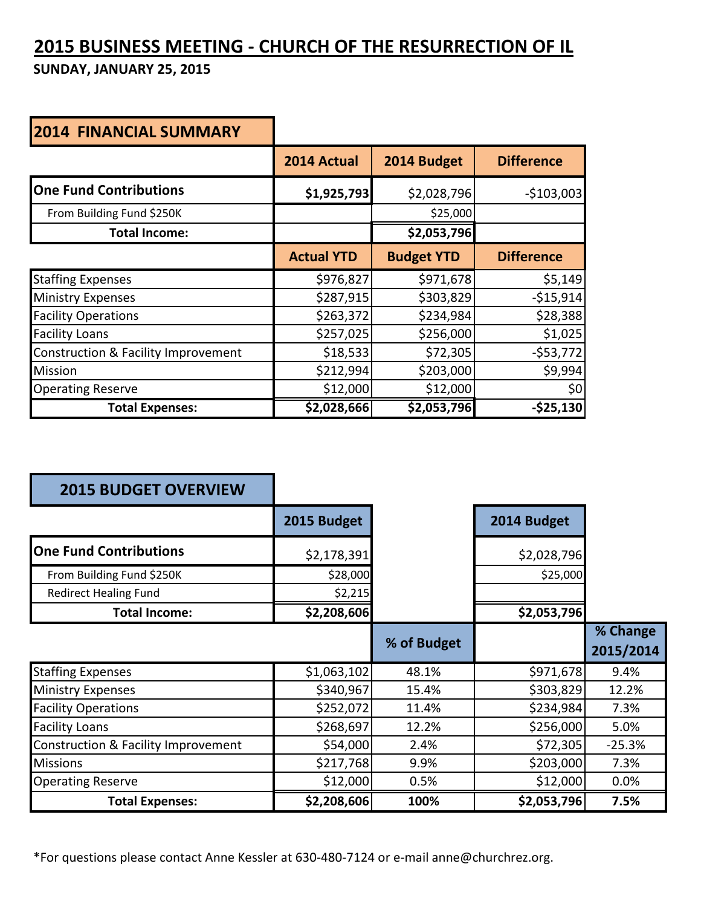# 2015 BUSINESS MEETING - CHURCH OF THE RESURRECTION OF IL

**SUNDAY, JANUARY 25, 2015**

## 2014 FINANCIAL SUMMARY

| | 2014 Actual | 2014 Budget | Difference |
|---|---|---|---|
| **One Fund Contributions** | **$1,925,793** | $2,028,796 | -$103,003 |
| From Building Fund $250K | | $25,000 | |
| **Total Income:** | | **$2,053,796** | |
| | **Actual YTD** | **Budget YTD** | **Difference** |
| Staffing Expenses | $976,827 | $971,678 | $5,149 |
| Ministry Expenses | $287,915 | $303,829 | -$15,914 |
| Facility Operations | $263,372 | $234,984 | $28,388 |
| Facility Loans | $257,025 | $256,000 | $1,025 |
| Construction & Facility Improvement | $18,533 | $72,305 | -$53,772 |
| Mission | $212,994 | $203,000 | $9,994 |
| Operating Reserve | $12,000 | $12,000 | $0 |
| **Total Expenses:** | **$2,028,666** | **$2,053,796** | **-$25,130** |

## 2015 BUDGET OVERVIEW

| | 2015 Budget | % of Budget | 2014 Budget | % Change 2015/2014 |
|---|---|---|---|---|
| **One Fund Contributions** | $2,178,391 | | $2,028,796 | |
| From Building Fund $250K | $28,000 | | $25,000 | |
| Redirect Healing Fund | $2,215 | | | |
| **Total Income:** | **$2,208,606** | | **$2,053,796** | |
| Staffing Expenses | $1,063,102 | 48.1% | $971,678 | 9.4% |
| Ministry Expenses | $340,967 | 15.4% | $303,829 | 12.2% |
| Facility Operations | $252,072 | 11.4% | $234,984 | 7.3% |
| Facility Loans | $268,697 | 12.2% | $256,000 | 5.0% |
| Construction & Facility Improvement | $54,000 | 2.4% | $72,305 | -25.3% |
| Missions | $217,768 | 9.9% | $203,000 | 7.3% |
| Operating Reserve | $12,000 | 0.5% | $12,000 | 0.0% |
| **Total Expenses:** | **$2,208,606** | **100%** | **$2,053,796** | **7.5%** |

*For questions please contact Anne Kessler at 630-480-7124 or e-mail anne@churchrez.org.